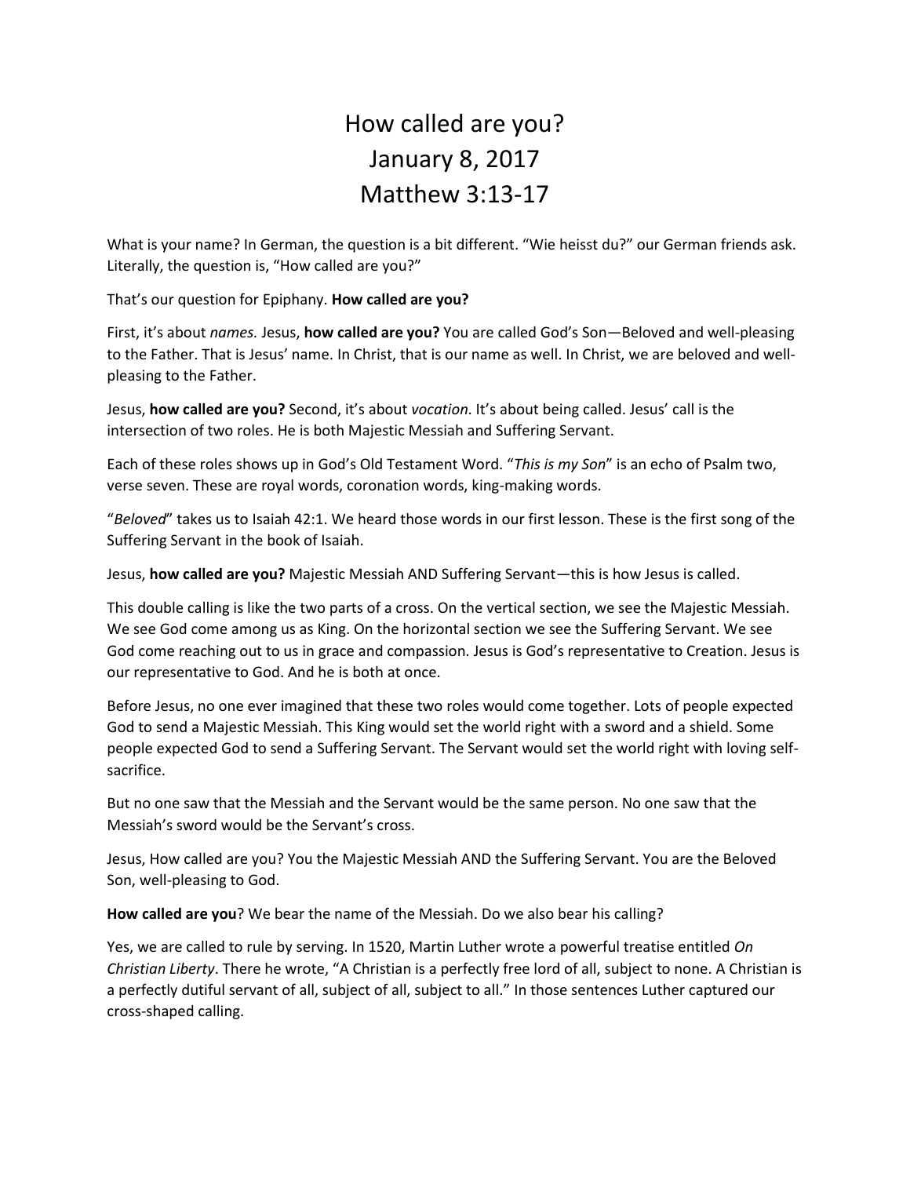# How called are you?
# January 8, 2017
# Matthew 3:13-17

What is your name? In German, the question is a bit different. "Wie heisst du?" our German friends ask. Literally, the question is, "How called are you?"

That's our question for Epiphany. **How called are you?**

First, it's about *names.* Jesus, **how called are you?** You are called God's Son—Beloved and well-pleasing to the Father. That is Jesus' name. In Christ, that is our name as well. In Christ, we are beloved and well-pleasing to the Father.

Jesus, **how called are you?** Second, it's about *vocation*. It's about being called. Jesus' call is the intersection of two roles. He is both Majestic Messiah and Suffering Servant.

Each of these roles shows up in God's Old Testament Word. "*This is my Son*" is an echo of Psalm two, verse seven. These are royal words, coronation words, king-making words.

"*Beloved*" takes us to Isaiah 42:1. We heard those words in our first lesson. These is the first song of the Suffering Servant in the book of Isaiah.

Jesus, **how called are you?** Majestic Messiah AND Suffering Servant—this is how Jesus is called.

This double calling is like the two parts of a cross. On the vertical section, we see the Majestic Messiah. We see God come among us as King. On the horizontal section we see the Suffering Servant. We see God come reaching out to us in grace and compassion. Jesus is God's representative to Creation. Jesus is our representative to God. And he is both at once.

Before Jesus, no one ever imagined that these two roles would come together. Lots of people expected God to send a Majestic Messiah. This King would set the world right with a sword and a shield. Some people expected God to send a Suffering Servant. The Servant would set the world right with loving self-sacrifice.

But no one saw that the Messiah and the Servant would be the same person. No one saw that the Messiah's sword would be the Servant's cross.

Jesus, How called are you? You the Majestic Messiah AND the Suffering Servant. You are the Beloved Son, well-pleasing to God.

**How called are you**? We bear the name of the Messiah. Do we also bear his calling?

Yes, we are called to rule by serving. In 1520, Martin Luther wrote a powerful treatise entitled *On Christian Liberty*. There he wrote, "A Christian is a perfectly free lord of all, subject to none. A Christian is a perfectly dutiful servant of all, subject of all, subject to all." In those sentences Luther captured our cross-shaped calling.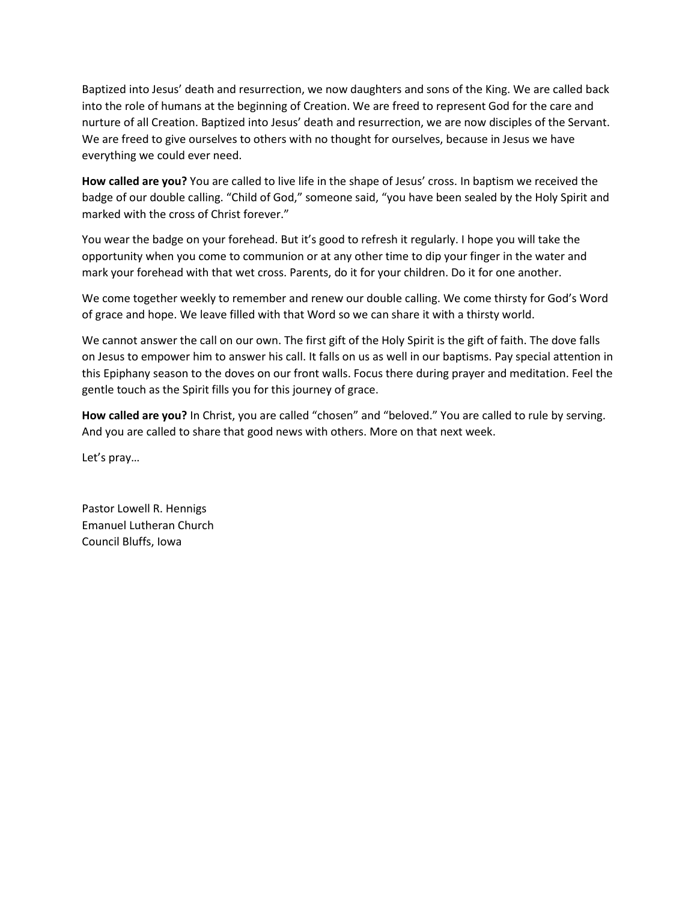Baptized into Jesus' death and resurrection, we now daughters and sons of the King. We are called back into the role of humans at the beginning of Creation. We are freed to represent God for the care and nurture of all Creation. Baptized into Jesus' death and resurrection, we are now disciples of the Servant. We are freed to give ourselves to others with no thought for ourselves, because in Jesus we have everything we could ever need.

**How called are you?** You are called to live life in the shape of Jesus' cross. In baptism we received the badge of our double calling. "Child of God," someone said, "you have been sealed by the Holy Spirit and marked with the cross of Christ forever."

You wear the badge on your forehead. But it's good to refresh it regularly. I hope you will take the opportunity when you come to communion or at any other time to dip your finger in the water and mark your forehead with that wet cross. Parents, do it for your children. Do it for one another.

We come together weekly to remember and renew our double calling. We come thirsty for God's Word of grace and hope. We leave filled with that Word so we can share it with a thirsty world.

We cannot answer the call on our own. The first gift of the Holy Spirit is the gift of faith. The dove falls on Jesus to empower him to answer his call. It falls on us as well in our baptisms. Pay special attention in this Epiphany season to the doves on our front walls. Focus there during prayer and meditation. Feel the gentle touch as the Spirit fills you for this journey of grace.

**How called are you?** In Christ, you are called "chosen" and "beloved." You are called to rule by serving. And you are called to share that good news with others. More on that next week.

Let's pray…

Pastor Lowell R. Hennigs
Emanuel Lutheran Church
Council Bluffs, Iowa